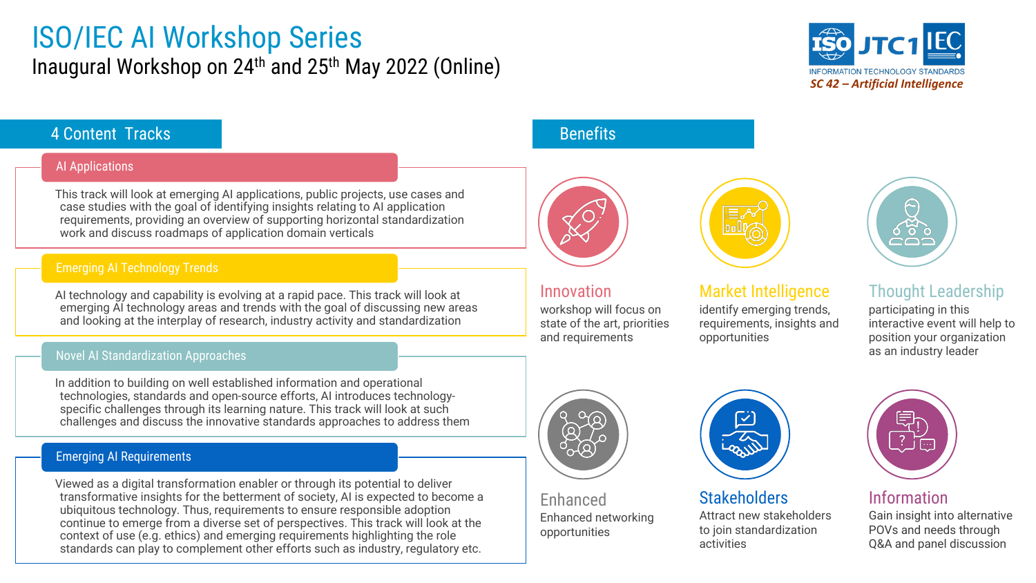# ISO/IEC AI Workshop Series

Inaugural Workshop on 24th and 25th May 2022 (Online)

ISO JTC1 IEC
INFORMATION TECHNOLOGY STANDARDS
*SC 42 – Artificial Intelligence*

## 4 Content Tracks

### AI Applications

This track will look at emerging AI applications, public projects, use cases and case studies with the goal of identifying insights relating to AI application requirements, providing an overview of supporting horizontal standardization work and discuss roadmaps of application domain verticals

### Emerging AI Technology Trends

AI technology and capability is evolving at a rapid pace. This track will look at emerging AI technology areas and trends with the goal of discussing new areas and looking at the interplay of research, industry activity and standardization

### Novel AI Standardization Approaches

In addition to building on well established information and operational technologies, standards and open-source efforts, AI introduces technology-specific challenges through its learning nature. This track will look at such challenges and discuss the innovative standards approaches to address them

### Emerging AI Requirements

Viewed as a digital transformation enabler or through its potential to deliver transformative insights for the betterment of society, AI is expected to become a ubiquitous technology. Thus, requirements to ensure responsible adoption continue to emerge from a diverse set of perspectives. This track will look at the context of use (e.g. ethics) and emerging requirements highlighting the role standards can play to complement other efforts such as industry, regulatory etc.

## Benefits

### Innovation

workshop will focus on state of the art, priorities and requirements

### Market Intelligence

identify emerging trends, requirements, insights and opportunities

### Thought Leadership

participating in this interactive event will help to position your organization as an industry leader

### Enhanced

Enhanced networking opportunities

### Stakeholders

Attract new stakeholders to join standardization activities

### Information

Gain insight into alternative POVs and needs through Q&A and panel discussion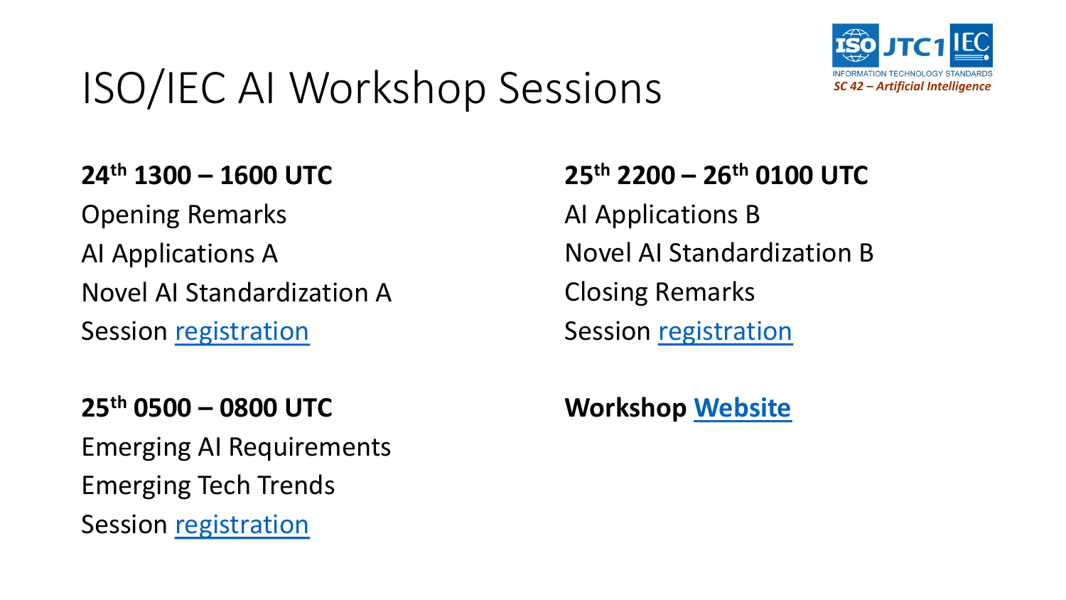# ISO/IEC AI Workshop Sessions

ISO JTC1 IEC
INFORMATION TECHNOLOGY STANDARDS
*SC 42 – Artificial Intelligence*

**24th 1300 – 1600 UTC**

Opening Remarks

AI Applications A

Novel AI Standardization A

Session registration

**25th 0500 – 0800 UTC**

Emerging AI Requirements

Emerging Tech Trends

Session registration

**25th 2200 – 26th 0100 UTC**

AI Applications B

Novel AI Standardization B

Closing Remarks

Session registration

**Workshop Website**